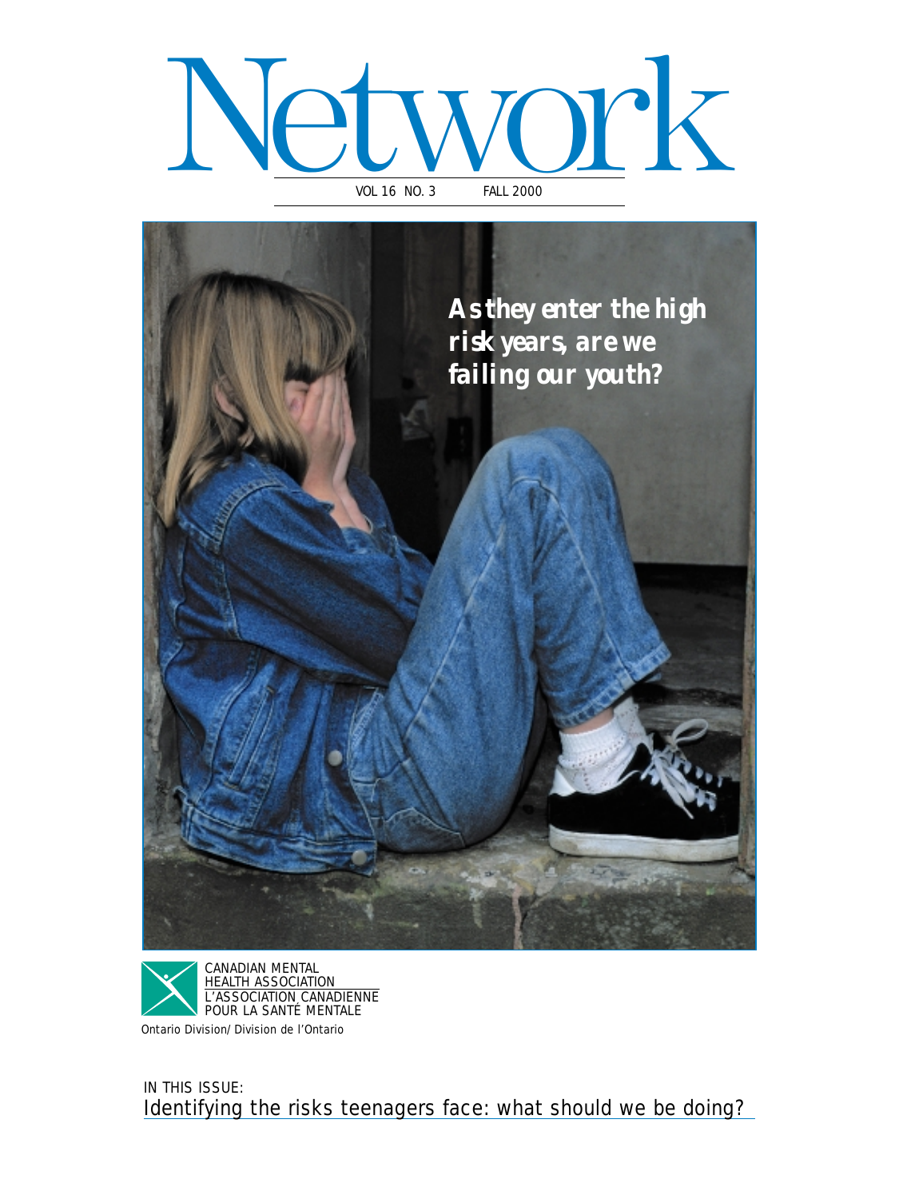# Network

VOL 16 NO. 3 FALL 2000

***As they enter the high risk years, are we failing our youth?***

CANADIAN MENTAL HEALTH ASSOCIATION
L'ASSOCIATION CANADIENNE POUR LA SANTÉ MENTALE
Ontario Division/Division de l'Ontario

IN THIS ISSUE:
Identifying the risks teenagers face: what should we be doing?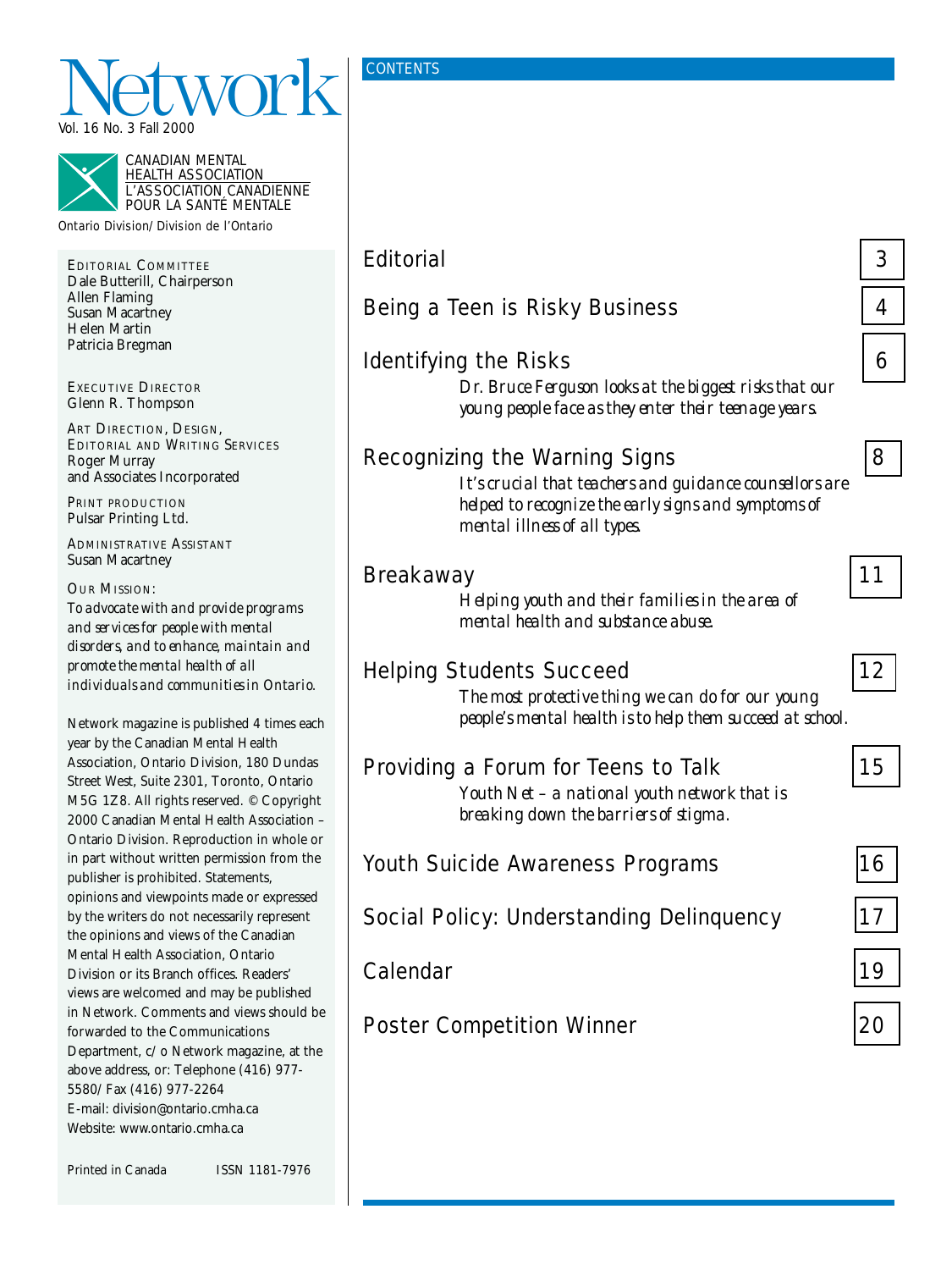# Network

Vol. 16 No. 3 Fall 2000

CANADIAN MENTAL HEALTH ASSOCIATION
L'ASSOCIATION CANADIENNE POUR LA SANTÉ MENTALE

*Ontario Division/Division de l'Ontario*

EDITORIAL COMMITTEE
Dale Butterill, Chairperson
Allen Flaming
Susan Macartney
Helen Martin
Patricia Bregman

EXECUTIVE DIRECTOR
Glenn R. Thompson

ART DIRECTION, DESIGN, EDITORIAL AND WRITING SERVICES
Roger Murray and Associates Incorporated

PRINT PRODUCTION
Pulsar Printing Ltd.

ADMINISTRATIVE ASSISTANT
Susan Macartney

OUR MISSION:
*To advocate with and provide programs and services for people with mental disorders, and to enhance, maintain and promote the mental health of all individuals and communities in Ontario.*

Network magazine is published 4 times each year by the Canadian Mental Health Association, Ontario Division, 180 Dundas Street West, Suite 2301, Toronto, Ontario M5G 1Z8. All rights reserved. © Copyright 2000 Canadian Mental Health Association – Ontario Division. Reproduction in whole or in part without written permission from the publisher is prohibited. Statements, opinions and viewpoints made or expressed by the writers do not necessarily represent the opinions and views of the Canadian Mental Health Association, Ontario Division or its Branch offices. Readers' views are welcomed and may be published in Network. Comments and views should be forwarded to the Communications Department, c/o Network magazine, at the above address, or: Telephone (416) 977-5580/Fax (416) 977-2264
E-mail: division@ontario.cmha.ca
Website: www.ontario.cmha.ca

Printed in Canada ISSN 1181-7976

## CONTENTS

Editorial — 3

Being a Teen is Risky Business — 4

Identifying the Risks — 6
*Dr. Bruce Ferguson looks at the biggest risks that our young people face as they enter their teenage years.*

Recognizing the Warning Signs — 8
*It's crucial that teachers and guidance counsellors are helped to recognize the early signs and symptoms of mental illness of all types.*

Breakaway — 11
*Helping youth and their families in the area of mental health and substance abuse.*

Helping Students Succeed — 12
*The most protective thing we can do for our young people's mental health is to help them succeed at school.*

Providing a Forum for Teens to Talk — 15
*Youth Net – a national youth network that is breaking down the barriers of stigma.*

Youth Suicide Awareness Programs — 16

Social Policy: Understanding Delinquency — 17

Calendar — 19

Poster Competition Winner — 20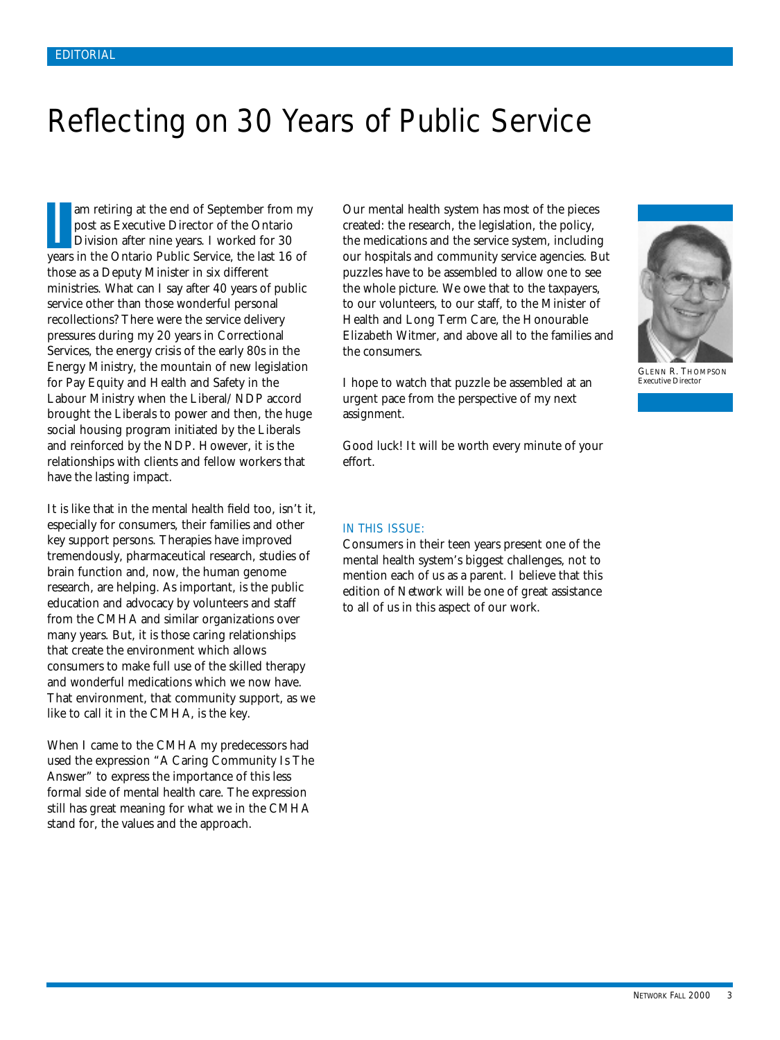EDITORIAL

# Reflecting on 30 Years of Public Service

I am retiring at the end of September from my post as Executive Director of the Ontario Division after nine years. I worked for 30 years in the Ontario Public Service, the last 16 of those as a Deputy Minister in six different ministries. What can I say after 40 years of public service other than those wonderful personal recollections? There were the service delivery pressures during my 20 years in Correctional Services, the energy crisis of the early 80s in the Energy Ministry, the mountain of new legislation for Pay Equity and Health and Safety in the Labour Ministry when the Liberal/ NDP accord brought the Liberals to power and then, the huge social housing program initiated by the Liberals and reinforced by the NDP. However, it is the relationships with clients and fellow workers that have the lasting impact.

It is like that in the mental health field too, isn't it, especially for consumers, their families and other key support persons. Therapies have improved tremendously, pharmaceutical research, studies of brain function and, now, the human genome research, are helping. As important, is the public education and advocacy by volunteers and staff from the CMHA and similar organizations over many years. But, it is those caring relationships that create the environment which allows consumers to make full use of the skilled therapy and wonderful medications which we now have. That environment, that community support, as we like to call it in the CMHA, is the key.

When I came to the CMHA my predecessors had used the expression "A Caring Community Is The Answer" to express the importance of this less formal side of mental health care. The expression still has great meaning for what we in the CMHA stand for, the values and the approach.

Our mental health system has most of the pieces created: the research, the legislation, the policy, the medications and the service system, including our hospitals and community service agencies. But puzzles have to be assembled to allow one to see the whole picture. We owe that to the taxpayers, to our volunteers, to our staff, to the Minister of Health and Long Term Care, the Honourable Elizabeth Witmer, and above all to the families and the consumers.

I hope to watch that puzzle be assembled at an urgent pace from the perspective of my next assignment.

Good luck! It will be worth every minute of your effort.

GLENN R. THOMPSON
Executive Director

IN THIS ISSUE:

Consumers in their teen years present one of the mental health system's biggest challenges, not to mention each of us as a parent. I believe that this edition of *Network* will be one of great assistance to all of us in this aspect of our work.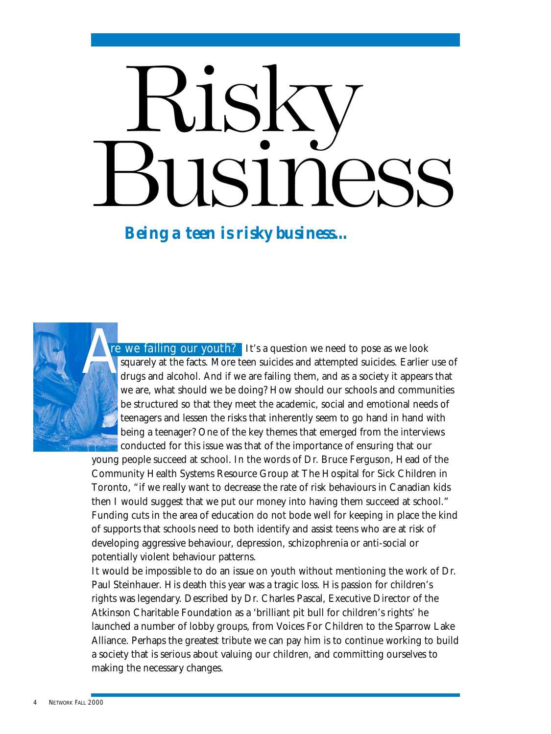# Risky Business

***Being a teen is risky business...***

**Are we failing our youth?** It's a question we need to pose as we look squarely at the facts. More teen suicides and attempted suicides. Earlier use of drugs and alcohol. And if we are failing them, and as a society it appears that we are, what should we be doing? How should our schools and communities be structured so that they meet the academic, social and emotional needs of teenagers and lessen the risks that inherently seem to go hand in hand with being a teenager? One of the key themes that emerged from the interviews conducted for this issue was that of the importance of ensuring that our young people succeed at school. In the words of Dr. Bruce Ferguson, Head of the Community Health Systems Resource Group at The Hospital for Sick Children in Toronto, "if we really want to decrease the rate of risk behaviours in Canadian kids then I would suggest that we put our money into having them succeed at school." Funding cuts in the area of education do not bode well for keeping in place the kind of supports that schools need to both identify and assist teens who are at risk of developing aggressive behaviour, depression, schizophrenia or anti-social or potentially violent behaviour patterns.

It would be impossible to do an issue on youth without mentioning the work of Dr. Paul Steinhauer. His death this year was a tragic loss. His passion for children's rights was legendary. Described by Dr. Charles Pascal, Executive Director of the Atkinson Charitable Foundation as a 'brilliant pit bull for children's rights' he launched a number of lobby groups, from Voices For Children to the Sparrow Lake Alliance. Perhaps the greatest tribute we can pay him is to continue working to build a society that is serious about valuing our children, and committing ourselves to making the necessary changes.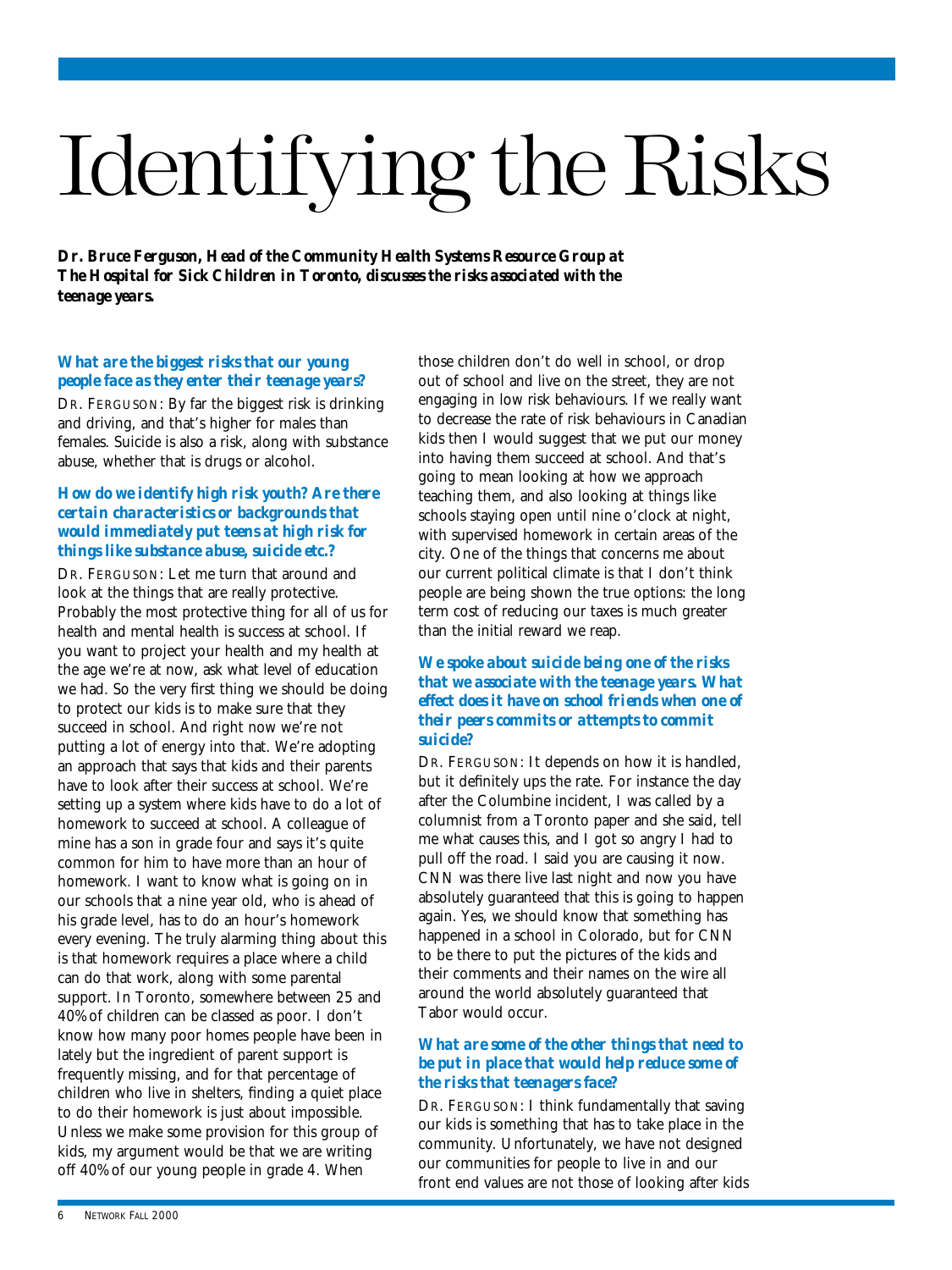# Identifying the Risks

***Dr. Bruce Ferguson, Head of the Community Health Systems Resource Group at The Hospital for Sick Children in Toronto, discusses the risks associated with the teenage years.***

***What are the biggest risks that our young people face as they enter their teenage years?***

DR. FERGUSON: By far the biggest risk is drinking and driving, and that's higher for males than females. Suicide is also a risk, along with substance abuse, whether that is drugs or alcohol.

***How do we identify high risk youth? Are there certain characteristics or backgrounds that would immediately put teens at high risk for things like substance abuse, suicide etc.?***

DR. FERGUSON: Let me turn that around and look at the things that are really protective. Probably the most protective thing for all of us for health and mental health is success at school. If you want to project your health and my health at the age we're at now, ask what level of education we had. So the very first thing we should be doing to protect our kids is to make sure that they succeed in school. And right now we're not putting a lot of energy into that. We're adopting an approach that says that kids and their parents have to look after their success at school. We're setting up a system where kids have to do a lot of homework to succeed at school. A colleague of mine has a son in grade four and says it's quite common for him to have more than an hour of homework. I want to know what is going on in our schools that a nine year old, who is ahead of his grade level, has to do an hour's homework every evening. The truly alarming thing about this is that homework requires a place where a child can do that work, along with some parental support. In Toronto, somewhere between 25 and 40% of children can be classed as poor. I don't know how many poor homes people have been in lately but the ingredient of parent support is frequently missing, and for that percentage of children who live in shelters, finding a quiet place to do their homework is just about impossible. Unless we make some provision for this group of kids, my argument would be that we are writing off 40% of our young people in grade 4. When those children don't do well in school, or drop out of school and live on the street, they are not engaging in low risk behaviours. If we really want to decrease the rate of risk behaviours in Canadian kids then I would suggest that we put our money into having them succeed at school. And that's going to mean looking at how we approach teaching them, and also looking at things like schools staying open until nine o'clock at night, with supervised homework in certain areas of the city. One of the things that concerns me about our current political climate is that I don't think people are being shown the true options: the long term cost of reducing our taxes is much greater than the initial reward we reap.

***We spoke about suicide being one of the risks that we associate with the teenage years. What effect does it have on school friends when one of their peers commits or attempts to commit suicide?***

DR. FERGUSON: It depends on how it is handled, but it definitely ups the rate. For instance the day after the Columbine incident, I was called by a columnist from a Toronto paper and she said, tell me what causes this, and I got so angry I had to pull off the road. I said you are causing it now. CNN was there live last night and now you have absolutely guaranteed that this is going to happen again. Yes, we should know that something has happened in a school in Colorado, but for CNN to be there to put the pictures of the kids and their comments and their names on the wire all around the world absolutely guaranteed that Tabor would occur.

***What are some of the other things that need to be put in place that would help reduce some of the risks that teenagers face?***

DR. FERGUSON: I think fundamentally that saving our kids is something that has to take place in the community. Unfortunately, we have not designed our communities for people to live in and our front end values are not those of looking after kids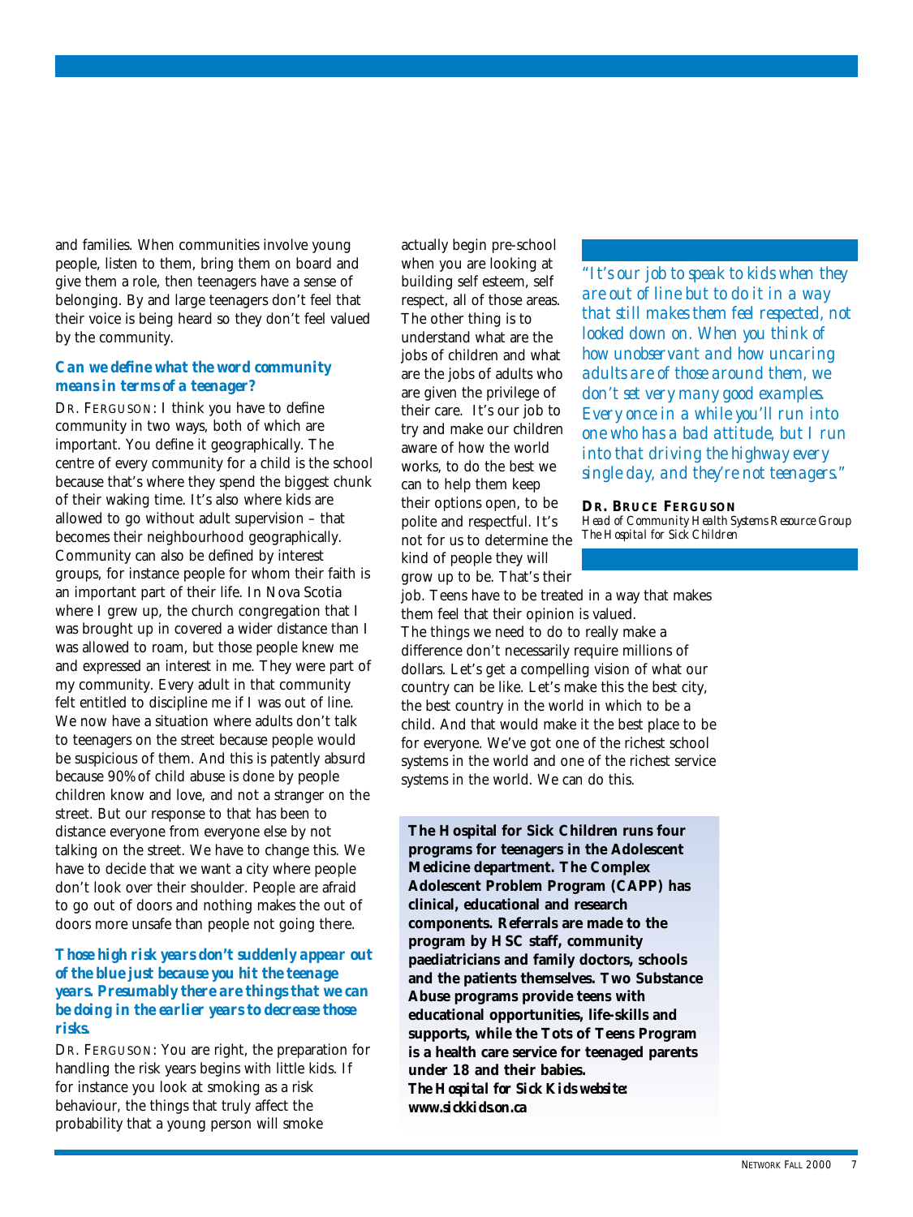and families. When communities involve young people, listen to them, bring them on board and give them a role, then teenagers have a sense of belonging. By and large teenagers don't feel that their voice is being heard so they don't feel valued by the community.

***Can we define what the word community means in terms of a teenager?***

DR. FERGUSON: I think you have to define community in two ways, both of which are important. You define it geographically. The centre of every community for a child is the school because that's where they spend the biggest chunk of their waking time. It's also where kids are allowed to go without adult supervision – that becomes their neighbourhood geographically. Community can also be defined by interest groups, for instance people for whom their faith is an important part of their life. In Nova Scotia where I grew up, the church congregation that I was brought up in covered a wider distance than I was allowed to roam, but those people knew me and expressed an interest in me. They were part of my community. Every adult in that community felt entitled to discipline me if I was out of line. We now have a situation where adults don't talk to teenagers on the street because people would be suspicious of them. And this is patently absurd because 90% of child abuse is done by people children know and love, and not a stranger on the street. But our response to that has been to distance everyone from everyone else by not talking on the street. We have to change this. We have to decide that we want a city where people don't look over their shoulder. People are afraid to go out of doors and nothing makes the out of doors more unsafe than people not going there.

***Those high risk years don't suddenly appear out of the blue just because you hit the teenage years. Presumably there are things that we can be doing in the earlier years to decrease those risks.***

DR. FERGUSON: You are right, the preparation for handling the risk years begins with little kids. If for instance you look at smoking as a risk behaviour, the things that truly affect the probability that a young person will smoke actually begin pre-school when you are looking at building self esteem, self respect, all of those areas. The other thing is to understand what are the jobs of children and what are the jobs of adults who are given the privilege of their care. It's our job to try and make our children aware of how the world works, to do the best we can to help them keep their options open, to be polite and respectful. It's not for us to determine the kind of people they will grow up to be. That's their job. Teens have to be treated in a way that makes them feel that their opinion is valued.

The things we need to do to really make a difference don't necessarily require millions of dollars. Let's get a compelling vision of what our country can be like. Let's make this the best city, the best country in the world in which to be a child. And that would make it the best place to be for everyone. We've got one of the richest school systems in the world and one of the richest service systems in the world. We can do this.

*"It's our job to speak to kids when they are out of line but to do it in a way that still makes them feel respected, not looked down on. When you think of how unobservant and how uncaring adults are of those around them, we don't set very many good examples. Every once in a while you'll run into one who has a bad attitude, but I run into that driving the highway every single day, and they're not teenagers."*

**DR. BRUCE FERGUSON**
*Head of Community Health Systems Resource Group*
*The Hospital for Sick Children*

**The Hospital for Sick Children runs four programs for teenagers in the Adolescent Medicine department. The Complex Adolescent Problem Program (CAPP) has clinical, educational and research components. Referrals are made to the program by HSC staff, community paediatricians and family doctors, schools and the patients themselves. Two Substance Abuse programs provide teens with educational opportunities, life-skills and supports, while the Tots of Teens Program is a health care service for teenaged parents under 18 and their babies.**
***The Hospital for Sick Kids website: www.sickkids.on.ca***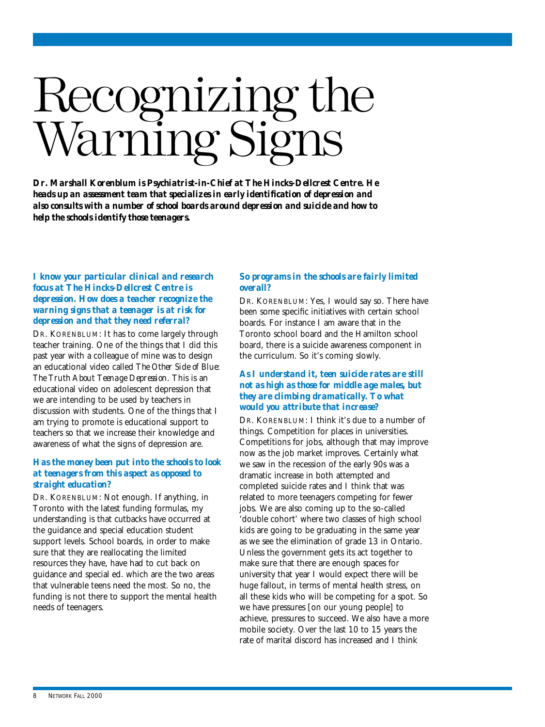# Recognizing the Warning Signs

***Dr. Marshall Korenblum is Psychiatrist-in-Chief at The Hincks-Dellcrest Centre. He heads up an assessment team that specializes in early identification of depression and also consults with a number of school boards around depression and suicide and how to help the schools identify those teenagers.***

***I know your particular clinical and research focus at The Hincks-Dellcrest Centre is depression. How does a teacher recognize the warning signs that a teenager is at risk for depression and that they need referral?***

DR. KORENBLUM: It has to come largely through teacher training. One of the things that I did this past year with a colleague of mine was to design an educational video called *The Other Side of Blue: The Truth About Teenage Depression*. This is an educational video on adolescent depression that we are intending to be used by teachers in discussion with students. One of the things that I am trying to promote is educational support to teachers so that we increase their knowledge and awareness of what the signs of depression are.

***Has the money been put into the schools to look at teenagers from this aspect as opposed to straight education?***

DR. KORENBLUM: Not enough. If anything, in Toronto with the latest funding formulas, my understanding is that cutbacks have occurred at the guidance and special education student support levels. School boards, in order to make sure that they are reallocating the limited resources they have, have had to cut back on guidance and special ed. which are the two areas that vulnerable teens need the most. So no, the funding is not there to support the mental health needs of teenagers.

***So programs in the schools are fairly limited overall?***

DR. KORENBLUM: Yes, I would say so. There have been some specific initiatives with certain school boards. For instance I am aware that in the Toronto school board and the Hamilton school board, there is a suicide awareness component in the curriculum. So it's coming slowly.

***As I understand it, teen suicide rates are still not as high as those for middle age males, but they are climbing dramatically. To what would you attribute that increase?***

DR. KORENBLUM: I think it's due to a number of things. Competition for places in universities. Competitions for jobs, although that may improve now as the job market improves. Certainly what we saw in the recession of the early 90s was a dramatic increase in both attempted and completed suicide rates and I think that was related to more teenagers competing for fewer jobs. We are also coming up to the so-called 'double cohort' where two classes of high school kids are going to be graduating in the same year as we see the elimination of grade 13 in Ontario. Unless the government gets its act together to make sure that there are enough spaces for university that year I would expect there will be huge fallout, in terms of mental health stress, on all these kids who will be competing for a spot. So we have pressures [on our young people] to achieve, pressures to succeed. We also have a more mobile society. Over the last 10 to 15 years the rate of marital discord has increased and I think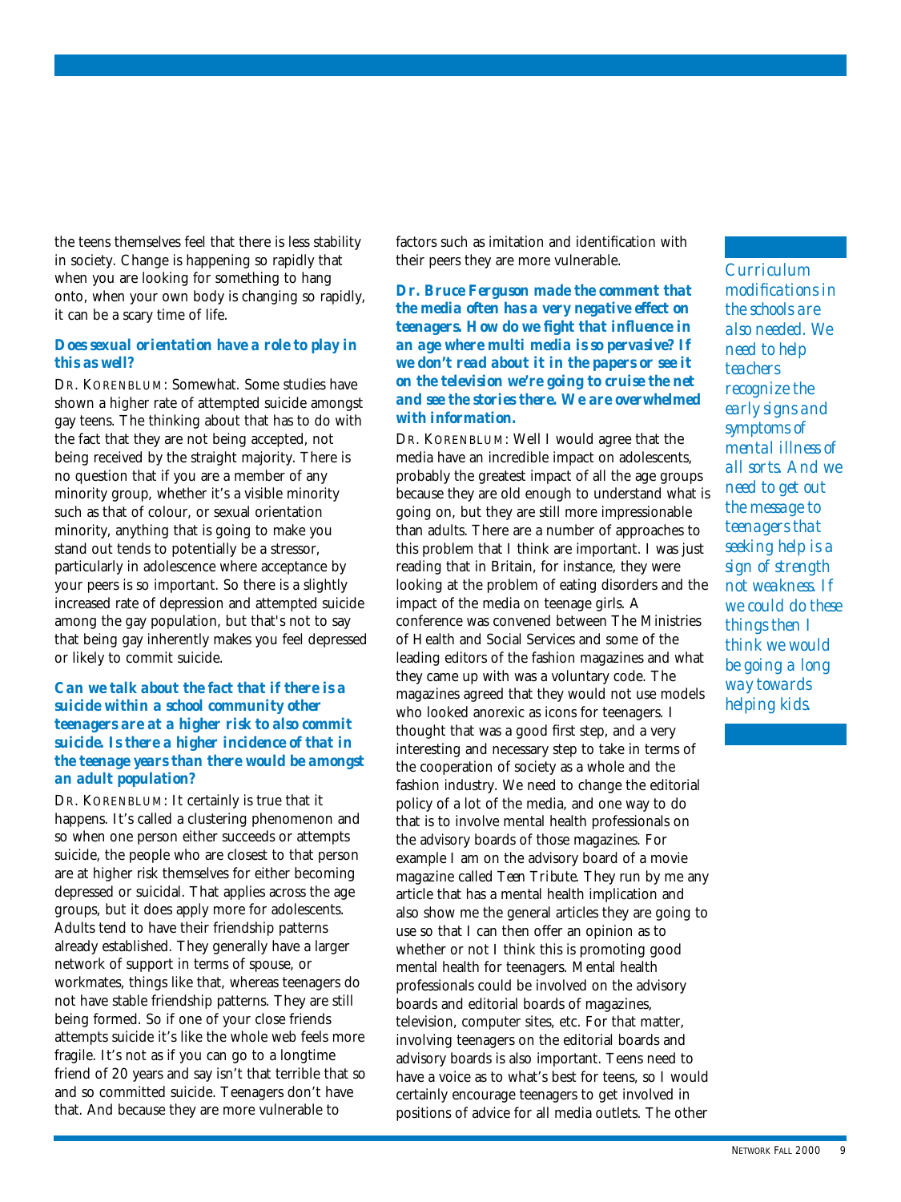the teens themselves feel that there is less stability in society. Change is happening so rapidly that when you are looking for something to hang onto, when your own body is changing so rapidly, it can be a scary time of life.

***Does sexual orientation have a role to play in this as well?***

DR. KORENBLUM: Somewhat. Some studies have shown a higher rate of attempted suicide amongst gay teens. The thinking about that has to do with the fact that they are not being accepted, not being received by the straight majority. There is no question that if you are a member of any minority group, whether it's a visible minority such as that of colour, or sexual orientation minority, anything that is going to make you stand out tends to potentially be a stressor, particularly in adolescence where acceptance by your peers is so important. So there is a slightly increased rate of depression and attempted suicide among the gay population, but that's not to say that being gay inherently makes you feel depressed or likely to commit suicide.

***Can we talk about the fact that if there is a suicide within a school community other teenagers are at a higher risk to also commit suicide. Is there a higher incidence of that in the teenage years than there would be amongst an adult population?***

DR. KORENBLUM: It certainly is true that it happens. It's called a clustering phenomenon and so when one person either succeeds or attempts suicide, the people who are closest to that person are at higher risk themselves for either becoming depressed or suicidal. That applies across the age groups, but it does apply more for adolescents. Adults tend to have their friendship patterns already established. They generally have a larger network of support in terms of spouse, or workmates, things like that, whereas teenagers do not have stable friendship patterns. They are still being formed. So if one of your close friends attempts suicide it's like the whole web feels more fragile. It's not as if you can go to a longtime friend of 20 years and say isn't that terrible that so and so committed suicide. Teenagers don't have that. And because they are more vulnerable to factors such as imitation and identification with their peers they are more vulnerable.

***Dr. Bruce Ferguson made the comment that the media often has a very negative effect on teenagers. How do we fight that influence in an age where multi media is so pervasive? If we don't read about it in the papers or see it on the television we're going to cruise the net and see the stories there. We are overwhelmed with information.***

DR. KORENBLUM: Well I would agree that the media have an incredible impact on adolescents, probably the greatest impact of all the age groups because they are old enough to understand what is going on, but they are still more impressionable than adults. There are a number of approaches to this problem that I think are important. I was just reading that in Britain, for instance, they were looking at the problem of eating disorders and the impact of the media on teenage girls. A conference was convened between The Ministries of Health and Social Services and some of the leading editors of the fashion magazines and what they came up with was a voluntary code. The magazines agreed that they would not use models who looked anorexic as icons for teenagers. I thought that was a good first step, and a very interesting and necessary step to take in terms of the cooperation of society as a whole and the fashion industry. We need to change the editorial policy of a lot of the media, and one way to do that is to involve mental health professionals on the advisory boards of those magazines. For example I am on the advisory board of a movie magazine called *Teen Tribute*. They run by me any article that has a mental health implication and also show me the general articles they are going to use so that I can then offer an opinion as to whether or not I think this is promoting good mental health for teenagers. Mental health professionals could be involved on the advisory boards and editorial boards of magazines, television, computer sites, etc. For that matter, involving teenagers on the editorial boards and advisory boards is also important. Teens need to have a voice as to what's best for teens, so I would certainly encourage teenagers to get involved in positions of advice for all media outlets. The other

*Curriculum modifications in the schools are also needed. We need to help teachers recognize the early signs and symptoms of mental illness of all sorts. And we need to get out the message to teenagers that seeking help is a sign of strength not weakness. If we could do these things then I think we would be going a long way towards helping kids.*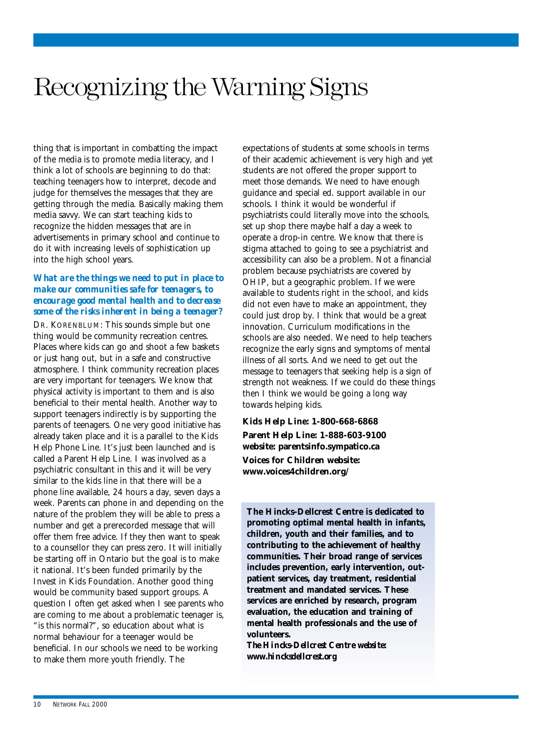# Recognizing the Warning Signs

thing that is important in combatting the impact of the media is to promote media literacy, and I think a lot of schools are beginning to do that: teaching teenagers how to interpret, decode and judge for themselves the messages that they are getting through the media. Basically making them media savvy. We can start teaching kids to recognize the hidden messages that are in advertisements in primary school and continue to do it with increasing levels of sophistication up into the high school years.

***What are the things we need to put in place to make our communities safe for teenagers, to encourage good mental health and to decrease some of the risks inherent in being a teenager?***

DR. KORENBLUM: This sounds simple but one thing would be community recreation centres. Places where kids can go and shoot a few baskets or just hang out, but in a safe and constructive atmosphere. I think community recreation places are very important for teenagers. We know that physical activity is important to them and is also beneficial to their mental health. Another way to support teenagers indirectly is by supporting the parents of teenagers. One very good initiative has already taken place and it is a parallel to the Kids Help Phone Line. It's just been launched and is called a Parent Help Line. I was involved as a psychiatric consultant in this and it will be very similar to the kids line in that there will be a phone line available, 24 hours a day, seven days a week. Parents can phone in and depending on the nature of the problem they will be able to press a number and get a prerecorded message that will offer them free advice. If they then want to speak to a counsellor they can press zero. It will initially be starting off in Ontario but the goal is to make it national. It's been funded primarily by the Invest in Kids Foundation. Another good thing would be community based support groups. A question I often get asked when I see parents who are coming to me about a problematic teenager is, "is this normal?", so education about what is normal behaviour for a teenager would be beneficial. In our schools we need to be working to make them more youth friendly. The expectations of students at some schools in terms of their academic achievement is very high and yet students are not offered the proper support to meet those demands. We need to have enough guidance and special ed. support available in our schools. I think it would be wonderful if psychiatrists could literally move into the schools, set up shop there maybe half a day a week to operate a drop-in centre. We know that there is stigma attached to going to see a psychiatrist and accessibility can also be a problem. Not a financial problem because psychiatrists are covered by OHIP, but a geographic problem. If we were available to students right in the school, and kids did not even have to make an appointment, they could just drop by. I think that would be a great innovation. Curriculum modifications in the schools are also needed. We need to help teachers recognize the early signs and symptoms of mental illness of all sorts. And we need to get out the message to teenagers that seeking help is a sign of strength not weakness. If we could do these things then I think we would be going a long way towards helping kids.

**Kids Help Line: 1-800-668-6868**

**Parent Help Line: 1-888-603-9100**
**website: parentsinfo.sympatico.ca**

**Voices for Children website:**
**www.voices4children.org/**

**The Hincks-Dellcrest Centre is dedicated to promoting optimal mental health in infants, children, youth and their families, and to contributing to the achievement of healthy communities. Their broad range of services includes prevention, early intervention, out-patient services, day treatment, residential treatment and mandated services. These services are enriched by research, program evaluation, the education and training of mental health professionals and the use of volunteers.**

***The Hincks-Dellcrest Centre website:***
***www.hincksdellcrest.org***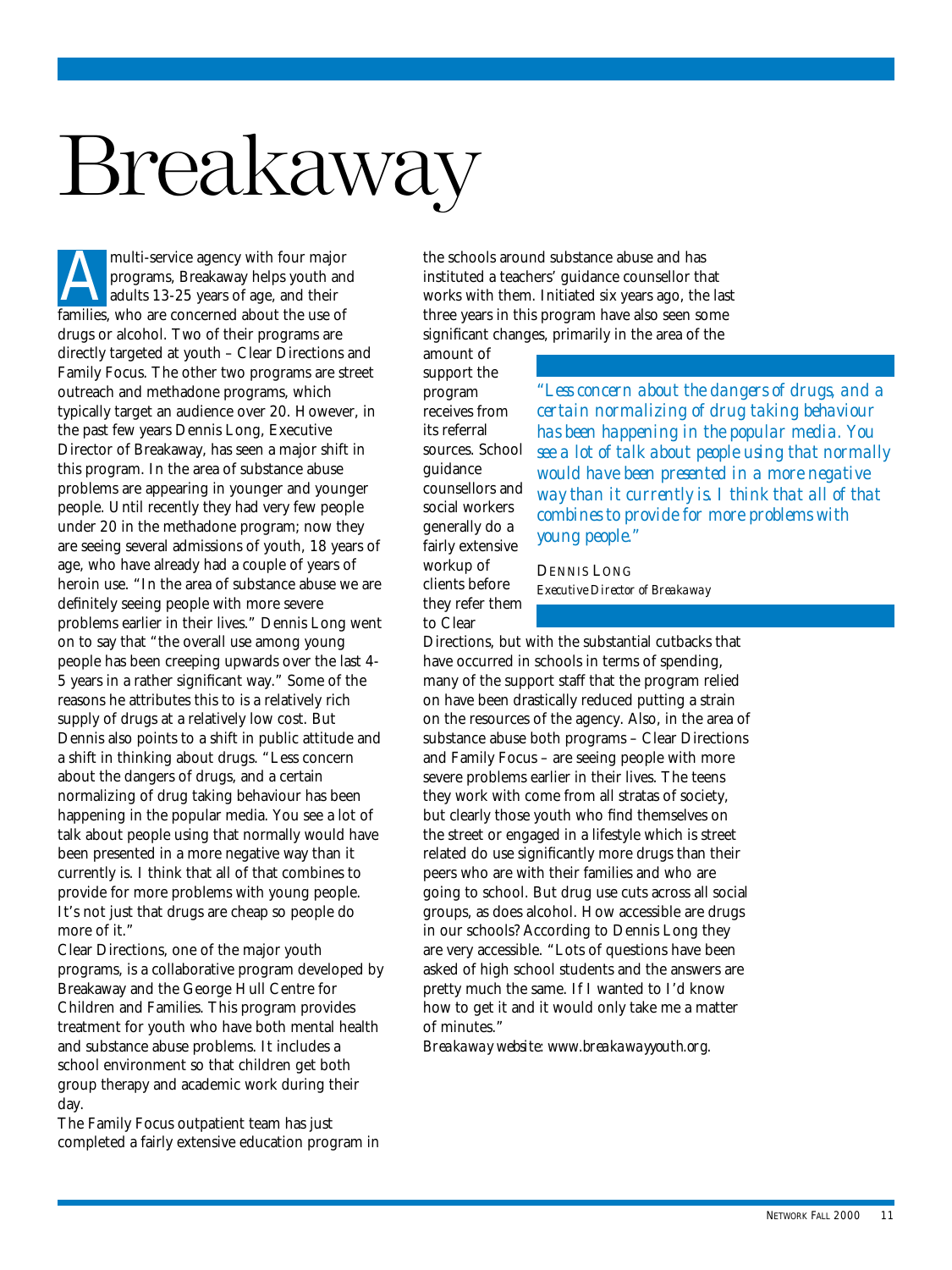# Breakaway

A multi-service agency with four major programs, Breakaway helps youth and adults 13-25 years of age, and their families, who are concerned about the use of drugs or alcohol. Two of their programs are directly targeted at youth – Clear Directions and Family Focus. The other two programs are street outreach and methadone programs, which typically target an audience over 20. However, in the past few years Dennis Long, Executive Director of Breakaway, has seen a major shift in this program. In the area of substance abuse problems are appearing in younger and younger people. Until recently they had very few people under 20 in the methadone program; now they are seeing several admissions of youth, 18 years of age, who have already had a couple of years of heroin use. "In the area of substance abuse we are definitely seeing people with more severe problems earlier in their lives." Dennis Long went on to say that "the overall use among young people has been creeping upwards over the last 4-5 years in a rather significant way." Some of the reasons he attributes this to is a relatively rich supply of drugs at a relatively low cost. But Dennis also points to a shift in public attitude and a shift in thinking about drugs. "Less concern about the dangers of drugs, and a certain normalizing of drug taking behaviour has been happening in the popular media. You see a lot of talk about people using that normally would have been presented in a more negative way than it currently is. I think that all of that combines to provide for more problems with young people. It's not just that drugs are cheap so people do more of it."

Clear Directions, one of the major youth programs, is a collaborative program developed by Breakaway and the George Hull Centre for Children and Families. This program provides treatment for youth who have both mental health and substance abuse problems. It includes a school environment so that children get both group therapy and academic work during their day.

The Family Focus outpatient team has just completed a fairly extensive education program in the schools around substance abuse and has instituted a teachers' guidance counsellor that works with them. Initiated six years ago, the last three years in this program have also seen some significant changes, primarily in the area of the amount of support the program receives from its referral sources. School guidance counsellors and social workers generally do a fairly extensive workup of clients before they refer them to Clear Directions, but with the substantial cutbacks that have occurred in schools in terms of spending, many of the support staff that the program relied on have been drastically reduced putting a strain on the resources of the agency. Also, in the area of substance abuse both programs – Clear Directions and Family Focus – are seeing people with more severe problems earlier in their lives. The teens they work with come from all stratas of society, but clearly those youth who find themselves on the street or engaged in a lifestyle which is street related do use significantly more drugs than their peers who are with their families and who are going to school. But drug use cuts across all social groups, as does alcohol. How accessible are drugs in our schools? According to Dennis Long they are very accessible. "Lots of questions have been asked of high school students and the answers are pretty much the same. If I wanted to I'd know how to get it and it would only take me a matter of minutes."

> *"Less concern about the dangers of drugs, and a certain normalizing of drug taking behaviour has been happening in the popular media. You see a lot of talk about people using that normally would have been presented in a more negative way than it currently is. I think that all of that combines to provide for more problems with young people."*
>
> DENNIS LONG
> *Executive Director of Breakaway*

*Breakaway website: www.breakawayyouth.org.*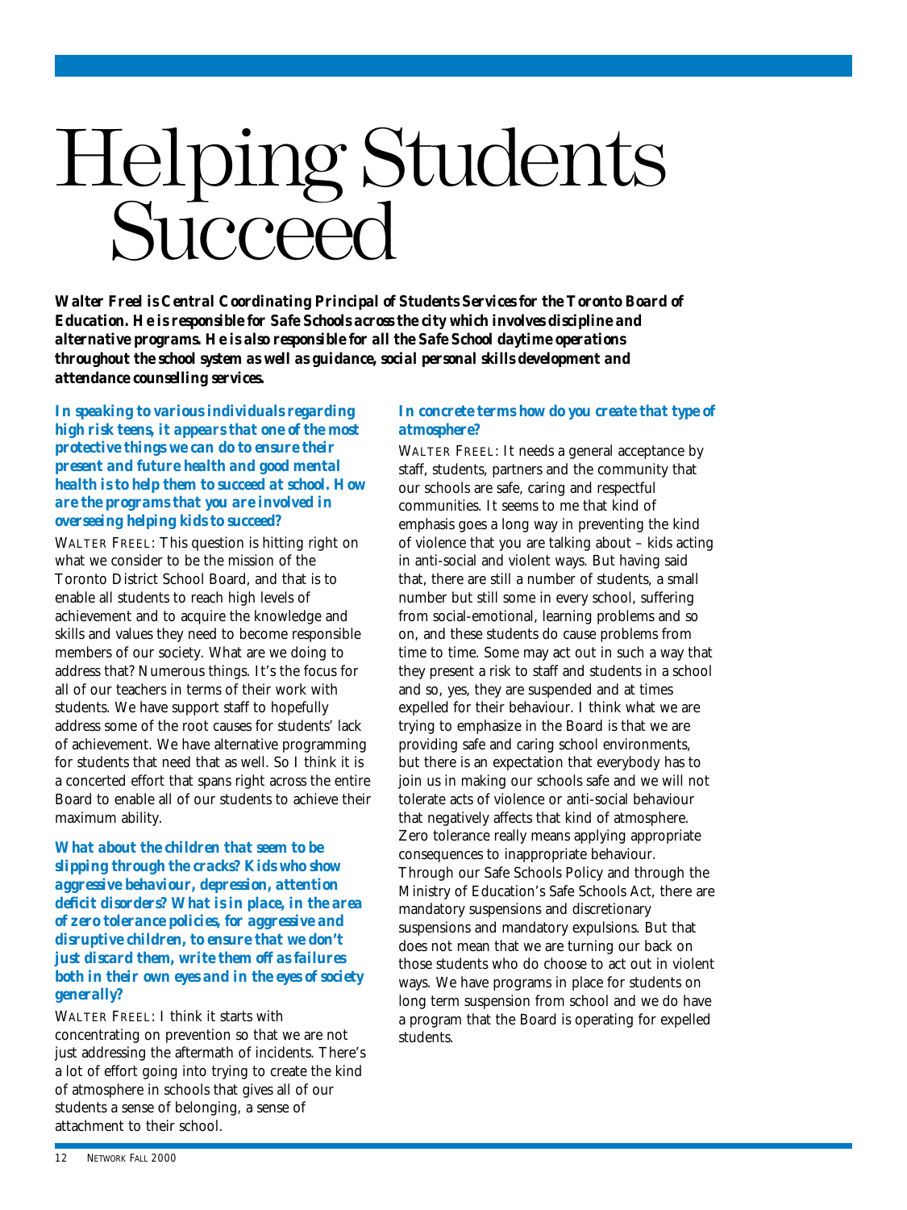# Helping Students Succeed

***Walter Freel is Central Coordinating Principal of Students Services for the Toronto Board of Education. He is responsible for Safe Schools across the city which involves discipline and alternative programs. He is also responsible for all the Safe School daytime operations throughout the school system as well as guidance, social personal skills development and attendance counselling services.***

***In speaking to various individuals regarding high risk teens, it appears that one of the most protective things we can do to ensure their present and future health and good mental health is to help them to succeed at school. How are the programs that you are involved in overseeing helping kids to succeed?***

WALTER FREEL: This question is hitting right on what we consider to be the mission of the Toronto District School Board, and that is to enable all students to reach high levels of achievement and to acquire the knowledge and skills and values they need to become responsible members of our society. What are we doing to address that? Numerous things. It's the focus for all of our teachers in terms of their work with students. We have support staff to hopefully address some of the root causes for students' lack of achievement. We have alternative programming for students that need that as well. So I think it is a concerted effort that spans right across the entire Board to enable all of our students to achieve their maximum ability.

***What about the children that seem to be slipping through the cracks? Kids who show aggressive behaviour, depression, attention deficit disorders? What is in place, in the area of zero tolerance policies, for aggressive and disruptive children, to ensure that we don't just discard them, write them off as failures both in their own eyes and in the eyes of society generally?***

WALTER FREEL: I think it starts with concentrating on prevention so that we are not just addressing the aftermath of incidents. There's a lot of effort going into trying to create the kind of atmosphere in schools that gives all of our students a sense of belonging, a sense of attachment to their school.

***In concrete terms how do you create that type of atmosphere?***

WALTER FREEL: It needs a general acceptance by staff, students, partners and the community that our schools are safe, caring and respectful communities. It seems to me that kind of emphasis goes a long way in preventing the kind of violence that you are talking about – kids acting in anti-social and violent ways. But having said that, there are still a number of students, a small number but still some in every school, suffering from social-emotional, learning problems and so on, and these students do cause problems from time to time. Some may act out in such a way that they present a risk to staff and students in a school and so, yes, they are suspended and at times expelled for their behaviour. I think what we are trying to emphasize in the Board is that we are providing safe and caring school environments, but there is an expectation that everybody has to join us in making our schools safe and we will not tolerate acts of violence or anti-social behaviour that negatively affects that kind of atmosphere. Zero tolerance really means applying appropriate consequences to inappropriate behaviour. Through our Safe Schools Policy and through the Ministry of Education's Safe Schools Act, there are mandatory suspensions and discretionary suspensions and mandatory expulsions. But that does not mean that we are turning our back on those students who do choose to act out in violent ways. We have programs in place for students on long term suspension from school and we do have a program that the Board is operating for expelled students.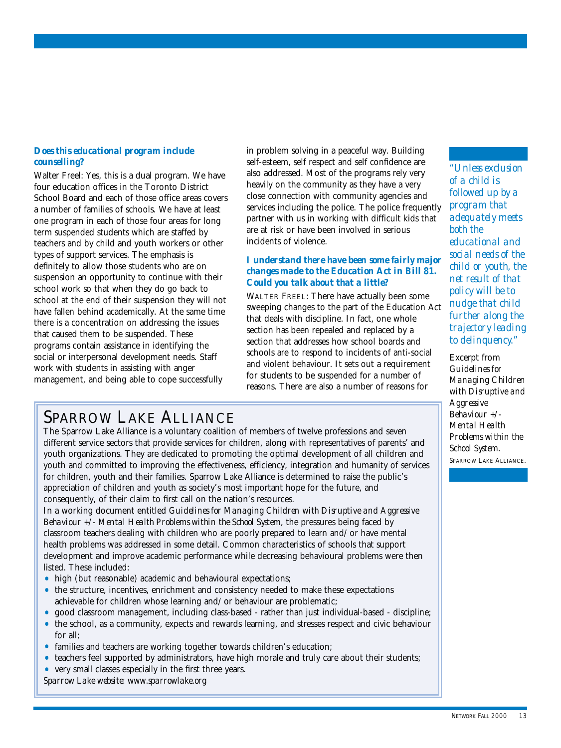### *Does this educational program include counselling?*

Walter Freel: Yes, this is a dual program. We have four education offices in the Toronto District School Board and each of those office areas covers a number of families of schools. We have at least one program in each of those four areas for long term suspended students which are staffed by teachers and by child and youth workers or other types of support services. The emphasis is definitely to allow those students who are on suspension an opportunity to continue with their school work so that when they do go back to school at the end of their suspension they will not have fallen behind academically. At the same time there is a concentration on addressing the issues that caused them to be suspended. These programs contain assistance in identifying the social or interpersonal development needs. Staff work with students in assisting with anger management, and being able to cope successfully in problem solving in a peaceful way. Building self-esteem, self respect and self confidence are also addressed. Most of the programs rely very heavily on the community as they have a very close connection with community agencies and services including the police. The police frequently partner with us in working with difficult kids that are at risk or have been involved in serious incidents of violence.

### *I understand there have been some fairly major changes made to the Education Act in Bill 81. Could you talk about that a little?*

Walter Freel: There have actually been some sweeping changes to the part of the Education Act that deals with discipline. In fact, one whole section has been repealed and replaced by a section that addresses how school boards and schools are to respond to incidents of anti-social and violent behaviour. It sets out a requirement for students to be suspended for a number of reasons. There are also a number of reasons for

> *"Unless exclusion of a child is followed up by a program that adequately meets both the educational and social needs of the child or youth, the net result of that policy will be to nudge that child further along the trajectory leading to delinquency."*
>
> Excerpt from *Guidelines for Managing Children with Disruptive and Aggressive Behaviour +/- Mental Health Problems within the School System.* Sparrow Lake Alliance.

## Sparrow Lake Alliance

The Sparrow Lake Alliance is a voluntary coalition of members of twelve professions and seven different service sectors that provide services for children, along with representatives of parents' and youth organizations. They are dedicated to promoting the optimal development of all children and youth and committed to improving the effectiveness, efficiency, integration and humanity of services for children, youth and their families. Sparrow Lake Alliance is determined to raise the public's appreciation of children and youth as society's most important hope for the future, and consequently, of their claim to first call on the nation's resources.

In a working document entitled *Guidelines for Managing Children with Disruptive and Aggressive Behaviour +/- Mental Health Problems within the School System*, the pressures being faced by classroom teachers dealing with children who are poorly prepared to learn and/or have mental health problems was addressed in some detail. Common characteristics of schools that support development and improve academic performance while decreasing behavioural problems were then listed. These included:

- high (but reasonable) academic and behavioural expectations;
- the structure, incentives, enrichment and consistency needed to make these expectations achievable for children whose learning and/or behaviour are problematic;
- good classroom management, including class-based - rather than just individual-based - discipline;
- the school, as a community, expects and rewards learning, and stresses respect and civic behaviour for all;
- families and teachers are working together towards children's education;
- teachers feel supported by administrators, have high morale and truly care about their students;
- very small classes especially in the first three years.

*Sparrow Lake website: www.sparrowlake.org*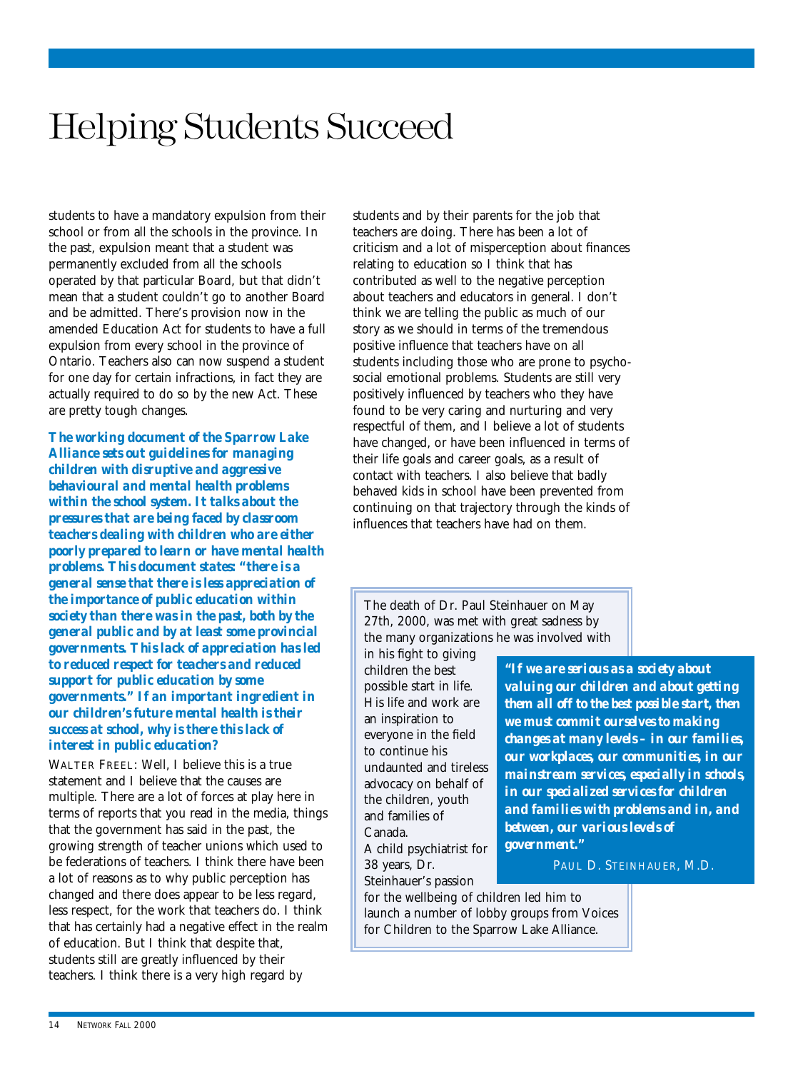# Helping Students Succeed

students to have a mandatory expulsion from their school or from all the schools in the province. In the past, expulsion meant that a student was permanently excluded from all the schools operated by that particular Board, but that didn't mean that a student couldn't go to another Board and be admitted. There's provision now in the amended Education Act for students to have a full expulsion from every school in the province of Ontario. Teachers also can now suspend a student for one day for certain infractions, in fact they are actually required to do so by the new Act. These are pretty tough changes.

***The working document of the Sparrow Lake Alliance sets out guidelines for managing children with disruptive and aggressive behavioural and mental health problems within the school system. It talks about the pressures that are being faced by classroom teachers dealing with children who are either poorly prepared to learn or have mental health problems. This document states: "there is a general sense that there is less appreciation of the importance of public education within society than there was in the past, both by the general public and by at least some provincial governments. This lack of appreciation has led to reduced respect for teachers and reduced support for public education by some governments." If an important ingredient in our children's future mental health is their success at school, why is there this lack of interest in public education?***

WALTER FREEL: Well, I believe this is a true statement and I believe that the causes are multiple. There are a lot of forces at play here in terms of reports that you read in the media, things that the government has said in the past, the growing strength of teacher unions which used to be federations of teachers. I think there have been a lot of reasons as to why public perception has changed and there does appear to be less regard, less respect, for the work that teachers do. I think that has certainly had a negative effect in the realm of education. But I think that despite that, students still are greatly influenced by their teachers. I think there is a very high regard by students and by their parents for the job that teachers are doing. There has been a lot of criticism and a lot of misperception about finances relating to education so I think that has contributed as well to the negative perception about teachers and educators in general. I don't think we are telling the public as much of our story as we should in terms of the tremendous positive influence that teachers have on all students including those who are prone to psycho-social emotional problems. Students are still very positively influenced by teachers who they have found to be very caring and nurturing and very respectful of them, and I believe a lot of students have changed, or have been influenced in terms of their life goals and career goals, as a result of contact with teachers. I also believe that badly behaved kids in school have been prevented from continuing on that trajectory through the kinds of influences that teachers have had on them.

The death of Dr. Paul Steinhauer on May 27th, 2000, was met with great sadness by the many organizations he was involved with in his fight to giving children the best possible start in life. His life and work are an inspiration to everyone in the field to continue his undaunted and tireless advocacy on behalf of the children, youth and families of Canada. A child psychiatrist for 38 years, Dr. Steinhauer's passion for the wellbeing of children led him to launch a number of lobby groups from Voices for Children to the Sparrow Lake Alliance.

> ***"If we are serious as a society about valuing our children and about getting them all off to the best possible start, then we must commit ourselves to making changes at many levels – in our families, our workplaces, our communities, in our mainstream services, especially in schools, in our specialized services for children and families with problems and in, and between, our various levels of government."***
>
> PAUL D. STEINHAUER, M.D.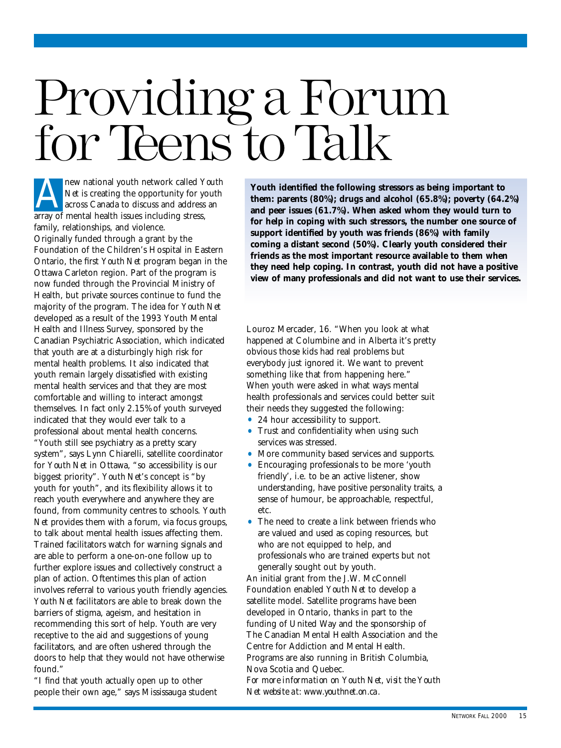# Providing a Forum for Teens to Talk

A new national youth network called *Youth Net* is creating the opportunity for youth across Canada to discuss and address an array of mental health issues including stress, family, relationships, and violence.

Originally funded through a grant by the Foundation of the Children's Hospital in Eastern Ontario, the first *Youth Net* program began in the Ottawa Carleton region. Part of the program is now funded through the Provincial Ministry of Health, but private sources continue to fund the majority of the program. The idea for *Youth Net* developed as a result of the 1993 Youth Mental Health and Illness Survey, sponsored by the Canadian Psychiatric Association, which indicated that youth are at a disturbingly high risk for mental health problems. It also indicated that youth remain largely dissatisfied with existing mental health services and that they are most comfortable and willing to interact amongst themselves. In fact only 2.15% of youth surveyed indicated that they would ever talk to a professional about mental health concerns.

"Youth still see psychiatry as a pretty scary system", says Lynn Chiarelli, satellite coordinator for *Youth Net* in Ottawa, "so accessibility is our biggest priority". *Youth Net*'s concept is "by youth for youth", and its flexibility allows it to reach youth everywhere and anywhere they are found, from community centres to schools. *Youth Net* provides them with a forum, via focus groups, to talk about mental health issues affecting them. Trained facilitators watch for warning signals and are able to perform a one-on-one follow up to further explore issues and collectively construct a plan of action. Oftentimes this plan of action involves referral to various youth friendly agencies. *Youth Net* facilitators are able to break down the barriers of stigma, ageism, and hesitation in recommending this sort of help. Youth are very receptive to the aid and suggestions of young facilitators, and are often ushered through the doors to help that they would not have otherwise found."

**Youth identified the following stressors as being important to them: parents (80%); drugs and alcohol (65.8%); poverty (64.2%) and peer issues (61.7%). When asked whom they would turn to for help in coping with such stressors, the number one source of support identified by youth was friends (86%) with family coming a distant second (50%). Clearly youth considered their friends as the most important resource available to them when they need help coping. In contrast, youth did not have a positive view of many professionals and did not want to use their services.**

"I find that youth actually open up to other people their own age," says Mississauga student Louroz Mercader, 16. "When you look at what happened at Columbine and in Alberta it's pretty obvious those kids had real problems but everybody just ignored it. We want to prevent something like that from happening here."

When youth were asked in what ways mental health professionals and services could better suit their needs they suggested the following:

- 24 hour accessibility to support.
- Trust and confidentiality when using such services was stressed.
- More community based services and supports.
- Encouraging professionals to be more 'youth friendly', i.e. to be an active listener, show understanding, have positive personality traits, a sense of humour, be approachable, respectful, etc.
- The need to create a link between friends who are valued and used as coping resources, but who are not equipped to help, and professionals who are trained experts but not generally sought out by youth.

An initial grant from the J.W. McConnell Foundation enabled *Youth Net* to develop a satellite model. Satellite programs have been developed in Ontario, thanks in part to the funding of United Way and the sponsorship of The Canadian Mental Health Association and the Centre for Addiction and Mental Health. Programs are also running in British Columbia, Nova Scotia and Quebec.

*For more information on Youth Net, visit the Youth Net website at: www.youthnet.on.ca.*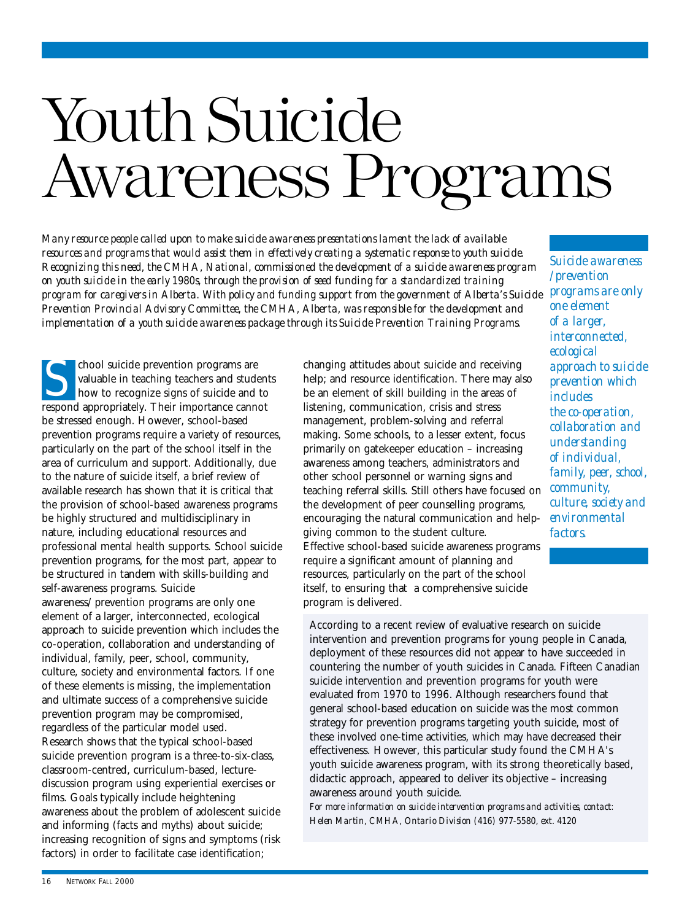# Youth Suicide Awareness Programs

*Many resource people called upon to make suicide awareness presentations lament the lack of available resources and programs that would assist them in effectively creating a systematic response to youth suicide. Recognizing this need, the CMHA, National, commissioned the development of a suicide awareness program on youth suicide in the early 1980s, through the provision of seed funding for a standardized training program for caregivers in Alberta. With policy and funding support from the government of Alberta's Suicide Prevention Provincial Advisory Committee, the CMHA, Alberta, was responsible for the development and implementation of a youth suicide awareness package through its Suicide Prevention Training Programs.*

School suicide prevention programs are valuable in teaching teachers and students how to recognize signs of suicide and to respond appropriately. Their importance cannot be stressed enough. However, school-based prevention programs require a variety of resources, particularly on the part of the school itself in the area of curriculum and support. Additionally, due to the nature of suicide itself, a brief review of available research has shown that it is critical that the provision of school-based awareness programs be highly structured and multidisciplinary in nature, including educational resources and professional mental health supports. School suicide prevention programs, for the most part, appear to be structured in tandem with skills-building and self-awareness programs. Suicide awareness/ prevention programs are only one element of a larger, interconnected, ecological approach to suicide prevention which includes the co-operation, collaboration and understanding of individual, family, peer, school, community, culture, society and environmental factors. If one of these elements is missing, the implementation and ultimate success of a comprehensive suicide prevention program may be compromised, regardless of the particular model used.

Research shows that the typical school-based suicide prevention program is a three-to-six-class, classroom-centred, curriculum-based, lecture-discussion program using experiential exercises or films. Goals typically include heightening awareness about the problem of adolescent suicide and informing (facts and myths) about suicide; increasing recognition of signs and symptoms (risk factors) in order to facilitate case identification; changing attitudes about suicide and receiving help; and resource identification. There may also be an element of skill building in the areas of listening, communication, crisis and stress management, problem-solving and referral making. Some schools, to a lesser extent, focus primarily on gatekeeper education – increasing awareness among teachers, administrators and other school personnel or warning signs and teaching referral skills. Still others have focused on the development of peer counselling programs, encouraging the natural communication and help-giving common to the student culture.

Effective school-based suicide awareness programs require a significant amount of planning and resources, particularly on the part of the school itself, to ensuring that a comprehensive suicide program is delivered.

*Suicide awareness /prevention programs are only one element of a larger, interconnected, ecological approach to suicide prevention which includes the co-operation, collaboration and understanding of individual, family, peer, school, community, culture, society and environmental factors.*

According to a recent review of evaluative research on suicide intervention and prevention programs for young people in Canada, deployment of these resources did not appear to have succeeded in countering the number of youth suicides in Canada. Fifteen Canadian suicide intervention and prevention programs for youth were evaluated from 1970 to 1996. Although researchers found that general school-based education on suicide was the most common strategy for prevention programs targeting youth suicide, most of these involved one-time activities, which may have decreased their effectiveness. However, this particular study found the CMHA's youth suicide awareness program, with its strong theoretically based, didactic approach, appeared to deliver its objective – increasing awareness around youth suicide.

*For more information on suicide intervention programs and activities, contact: Helen Martin, CMHA, Ontario Division (416) 977-5580, ext. 4120*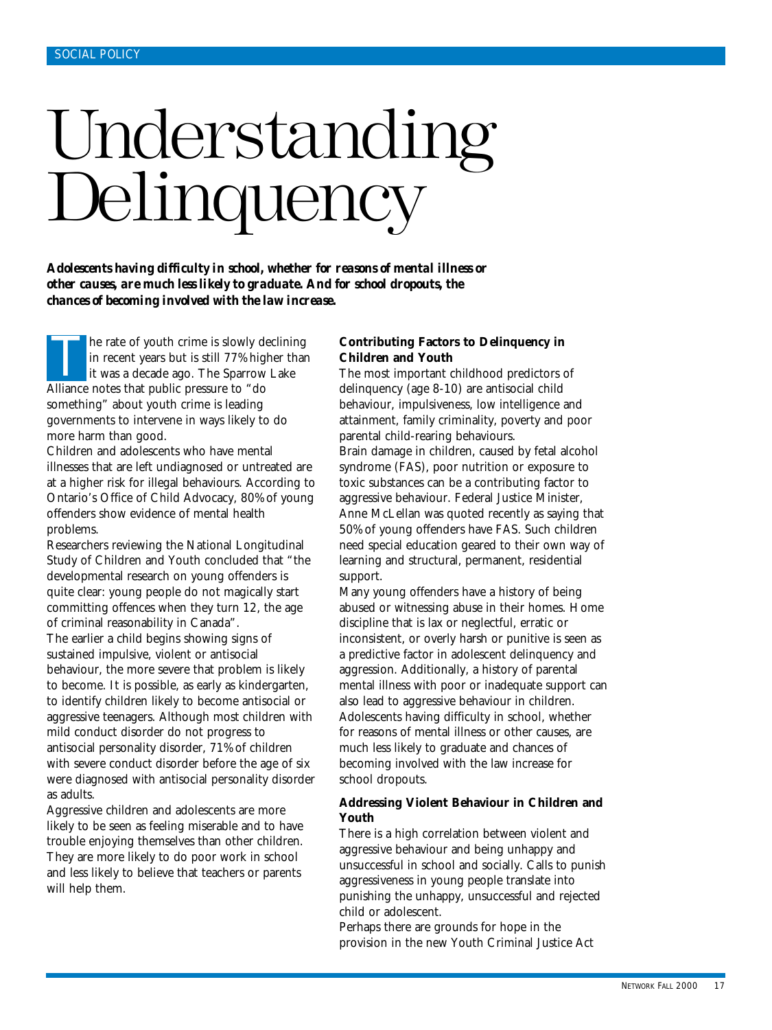# Understanding Delinquency

***Adolescents having difficulty in school, whether for reasons of mental illness or other causes, are much less likely to graduate. And for school dropouts, the chances of becoming involved with the law increase.***

The rate of youth crime is slowly declining in recent years but is still 77% higher than it was a decade ago. The Sparrow Lake Alliance notes that public pressure to "do something" about youth crime is leading governments to intervene in ways likely to do more harm than good.

Children and adolescents who have mental illnesses that are left undiagnosed or untreated are at a higher risk for illegal behaviours. According to Ontario's Office of Child Advocacy, 80% of young offenders show evidence of mental health problems.

Researchers reviewing the National Longitudinal Study of Children and Youth concluded that "the developmental research on young offenders is quite clear: young people do not magically start committing offences when they turn 12, the age of criminal reasonability in Canada".

The earlier a child begins showing signs of sustained impulsive, violent or antisocial behaviour, the more severe that problem is likely to become. It is possible, as early as kindergarten, to identify children likely to become antisocial or aggressive teenagers. Although most children with mild conduct disorder do not progress to antisocial personality disorder, 71% of children with severe conduct disorder before the age of six were diagnosed with antisocial personality disorder as adults.

Aggressive children and adolescents are more likely to be seen as feeling miserable and to have trouble enjoying themselves than other children. They are more likely to do poor work in school and less likely to believe that teachers or parents will help them.

**Contributing Factors to Delinquency in Children and Youth**

The most important childhood predictors of delinquency (age 8-10) are antisocial child behaviour, impulsiveness, low intelligence and attainment, family criminality, poverty and poor parental child-rearing behaviours.

Brain damage in children, caused by fetal alcohol syndrome (FAS), poor nutrition or exposure to toxic substances can be a contributing factor to aggressive behaviour. Federal Justice Minister, Anne McLellan was quoted recently as saying that 50% of young offenders have FAS. Such children need special education geared to their own way of learning and structural, permanent, residential support.

Many young offenders have a history of being abused or witnessing abuse in their homes. Home discipline that is lax or neglectful, erratic or inconsistent, or overly harsh or punitive is seen as a predictive factor in adolescent delinquency and aggression. Additionally, a history of parental mental illness with poor or inadequate support can also lead to aggressive behaviour in children.

Adolescents having difficulty in school, whether for reasons of mental illness or other causes, are much less likely to graduate and chances of becoming involved with the law increase for school dropouts.

**Addressing Violent Behaviour in Children and Youth**

There is a high correlation between violent and aggressive behaviour and being unhappy and unsuccessful in school and socially. Calls to punish aggressiveness in young people translate into punishing the unhappy, unsuccessful and rejected child or adolescent.

Perhaps there are grounds for hope in the provision in the new Youth Criminal Justice Act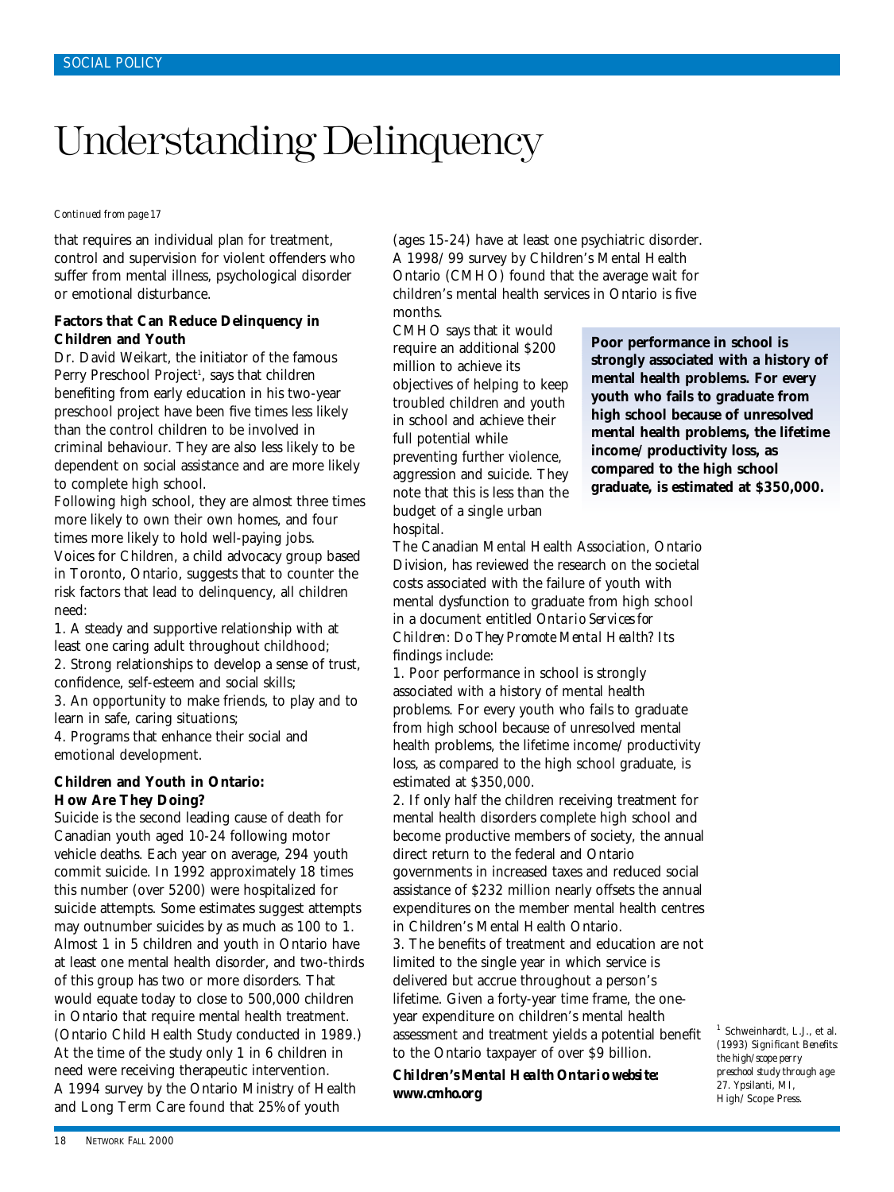# Understanding Delinquency

*Continued from page 17*

that requires an individual plan for treatment, control and supervision for violent offenders who suffer from mental illness, psychological disorder or emotional disturbance.

**Factors that Can Reduce Delinquency in Children and Youth**

Dr. David Weikart, the initiator of the famous Perry Preschool Project[1], says that children benefiting from early education in his two-year preschool project have been five times less likely than the control children to be involved in criminal behaviour. They are also less likely to be dependent on social assistance and are more likely to complete high school.

Following high school, they are almost three times more likely to own their own homes, and four times more likely to hold well-paying jobs.

Voices for Children, a child advocacy group based in Toronto, Ontario, suggests that to counter the risk factors that lead to delinquency, all children need:

1. A steady and supportive relationship with at least one caring adult throughout childhood;
2. Strong relationships to develop a sense of trust, confidence, self-esteem and social skills;
3. An opportunity to make friends, to play and to learn in safe, caring situations;
4. Programs that enhance their social and emotional development.

**Children and Youth in Ontario: How Are They Doing?**

Suicide is the second leading cause of death for Canadian youth aged 10-24 following motor vehicle deaths. Each year on average, 294 youth commit suicide. In 1992 approximately 18 times this number (over 5200) were hospitalized for suicide attempts. Some estimates suggest attempts may outnumber suicides by as much as 100 to 1.

Almost 1 in 5 children and youth in Ontario have at least one mental health disorder, and two-thirds of this group has two or more disorders. That would equate today to close to 500,000 children in Ontario that require mental health treatment. (Ontario Child Health Study conducted in 1989.) At the time of the study only 1 in 6 children in need were receiving therapeutic intervention.

A 1994 survey by the Ontario Ministry of Health and Long Term Care found that 25% of youth (ages 15-24) have at least one psychiatric disorder.

A 1998/99 survey by Children's Mental Health Ontario (CMHO) found that the average wait for children's mental health services in Ontario is five months.

CMHO says that it would require an additional $200 million to achieve its objectives of helping to keep troubled children and youth in school and achieve their full potential while preventing further violence, aggression and suicide. They note that this is less than the budget of a single urban hospital.

**Poor performance in school is strongly associated with a history of mental health problems. For every youth who fails to graduate from high school because of unresolved mental health problems, the lifetime income/productivity loss, as compared to the high school graduate, is estimated at $350,000.**

The Canadian Mental Health Association, Ontario Division, has reviewed the research on the societal costs associated with the failure of youth with mental dysfunction to graduate from high school in a document entitled *Ontario Services for Children: Do They Promote Mental Health?* Its findings include:

1. Poor performance in school is strongly associated with a history of mental health problems. For every youth who fails to graduate from high school because of unresolved mental health problems, the lifetime income/productivity loss, as compared to the high school graduate, is estimated at $350,000.
2. If only half the children receiving treatment for mental health disorders complete high school and become productive members of society, the annual direct return to the federal and Ontario governments in increased taxes and reduced social assistance of $232 million nearly offsets the annual expenditures on the member mental health centres in Children's Mental Health Ontario.
3. The benefits of treatment and education are not limited to the single year in which service is delivered but accrue throughout a person's lifetime. Given a forty-year time frame, the one-year expenditure on children's mental health assessment and treatment yields a potential benefit to the Ontario taxpayer of over $9 billion.

***Children's Mental Health Ontario website: www.cmho.org***

[1] Schweinhardt, L.J., et al. (1993) *Significant Benefits: the high/scope perry preschool study through age 27.* Ypsilanti, MI, High/Scope Press.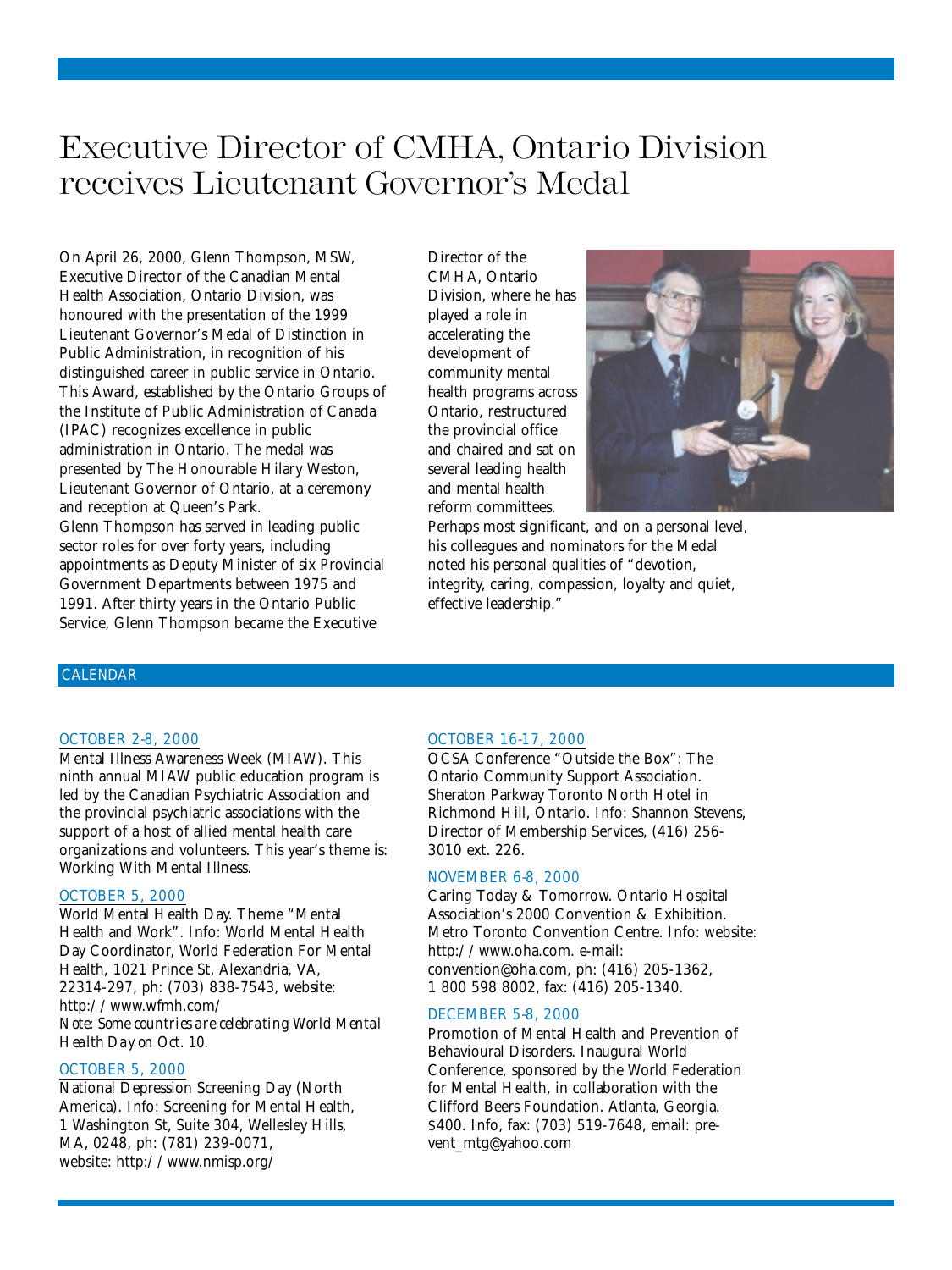# Executive Director of CMHA, Ontario Division receives Lieutenant Governor's Medal

On April 26, 2000, Glenn Thompson, MSW, Executive Director of the Canadian Mental Health Association, Ontario Division, was honoured with the presentation of the 1999 Lieutenant Governor's Medal of Distinction in Public Administration, in recognition of his distinguished career in public service in Ontario. This Award, established by the Ontario Groups of the Institute of Public Administration of Canada (IPAC) recognizes excellence in public administration in Ontario. The medal was presented by The Honourable Hilary Weston, Lieutenant Governor of Ontario, at a ceremony and reception at Queen's Park.

Glenn Thompson has served in leading public sector roles for over forty years, including appointments as Deputy Minister of six Provincial Government Departments between 1975 and 1991. After thirty years in the Ontario Public Service, Glenn Thompson became the Executive Director of the CMHA, Ontario Division, where he has played a role in accelerating the development of community mental health programs across Ontario, restructured the provincial office and chaired and sat on several leading health and mental health reform committees.

Perhaps most significant, and on a personal level, his colleagues and nominators for the Medal noted his personal qualities of "devotion, integrity, caring, compassion, loyalty and quiet, effective leadership."

## CALENDAR

**OCTOBER 2-8, 2000**
Mental Illness Awareness Week (MIAW). This ninth annual MIAW public education program is led by the Canadian Psychiatric Association and the provincial psychiatric associations with the support of a host of allied mental health care organizations and volunteers. This year's theme is: Working With Mental Illness.

**OCTOBER 5, 2000**
World Mental Health Day. Theme "Mental Health and Work". Info: World Mental Health Day Coordinator, World Federation For Mental Health, 1021 Prince St, Alexandria, VA, 22314-297, ph: (703) 838-7543, website: http://www.wfmh.com/
*Note: Some countries are celebrating World Mental Health Day on Oct. 10.*

**OCTOBER 5, 2000**
National Depression Screening Day (North America). Info: Screening for Mental Health, 1 Washington St, Suite 304, Wellesley Hills, MA, 0248, ph: (781) 239-0071, website: http://www.nmisp.org/

**OCTOBER 16-17, 2000**
OCSA Conference "Outside the Box": The Ontario Community Support Association. Sheraton Parkway Toronto North Hotel in Richmond Hill, Ontario. Info: Shannon Stevens, Director of Membership Services, (416) 256-3010 ext. 226.

**NOVEMBER 6-8, 2000**
Caring Today & Tomorrow. Ontario Hospital Association's 2000 Convention & Exhibition. Metro Toronto Convention Centre. Info: website: http://www.oha.com. e-mail: convention@oha.com, ph: (416) 205-1362, 1 800 598 8002, fax: (416) 205-1340.

**DECEMBER 5-8, 2000**
Promotion of Mental Health and Prevention of Behavioural Disorders. Inaugural World Conference, sponsored by the World Federation for Mental Health, in collaboration with the Clifford Beers Foundation. Atlanta, Georgia. $400. Info, fax: (703) 519-7648, email: prevent_mtg@yahoo.com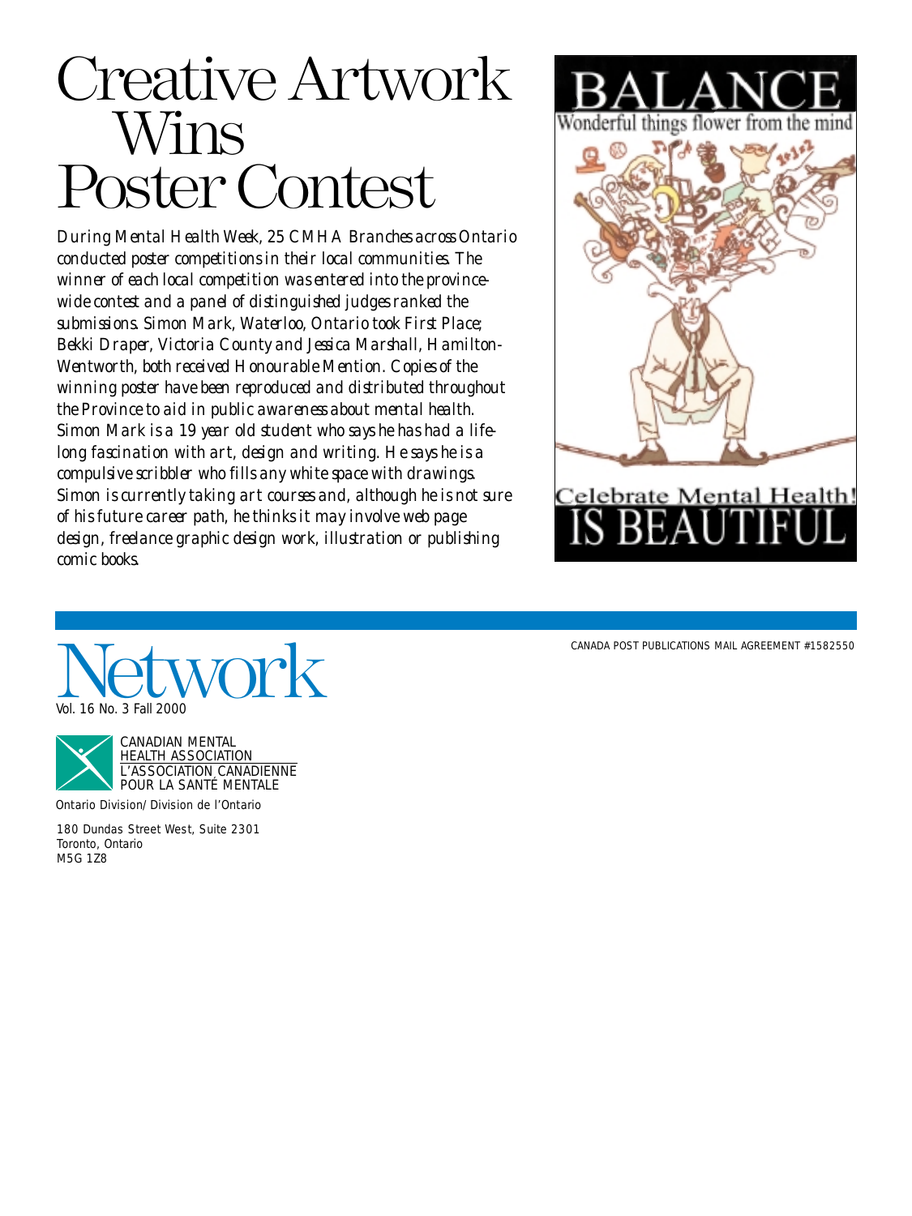# Creative Artwork Wins Poster Contest

*During Mental Health Week, 25 CMHA Branches across Ontario conducted poster competitions in their local communities. The winner of each local competition was entered into the province-wide contest and a panel of distinguished judges ranked the submissions. Simon Mark, Waterloo, Ontario took First Place; Bekki Draper, Victoria County and Jessica Marshall, Hamilton-Wentworth, both received Honourable Mention. Copies of the winning poster have been reproduced and distributed throughout the Province to aid in public awareness about mental health. Simon Mark is a 19 year old student who says he has had a life-long fascination with art, design and writing. He says he is a compulsive scribbler who fills any white space with drawings. Simon is currently taking art courses and, although he is not sure of his future career path, he thinks it may involve web page design, freelance graphic design work, illustration or publishing comic books.*

BALANCE

Wonderful things flower from the mind

Celebrate Mental Health!

IS BEAUTIFUL

CANADA POST PUBLICATIONS MAIL AGREEMENT #1582550

# Network

Vol. 16 No. 3 Fall 2000

CANADIAN MENTAL HEALTH ASSOCIATION
L'ASSOCIATION CANADIENNE POUR LA SANTÉ MENTALE

Ontario Division/Division de l'Ontario

180 Dundas Street West, Suite 2301
Toronto, Ontario
M5G 1Z8